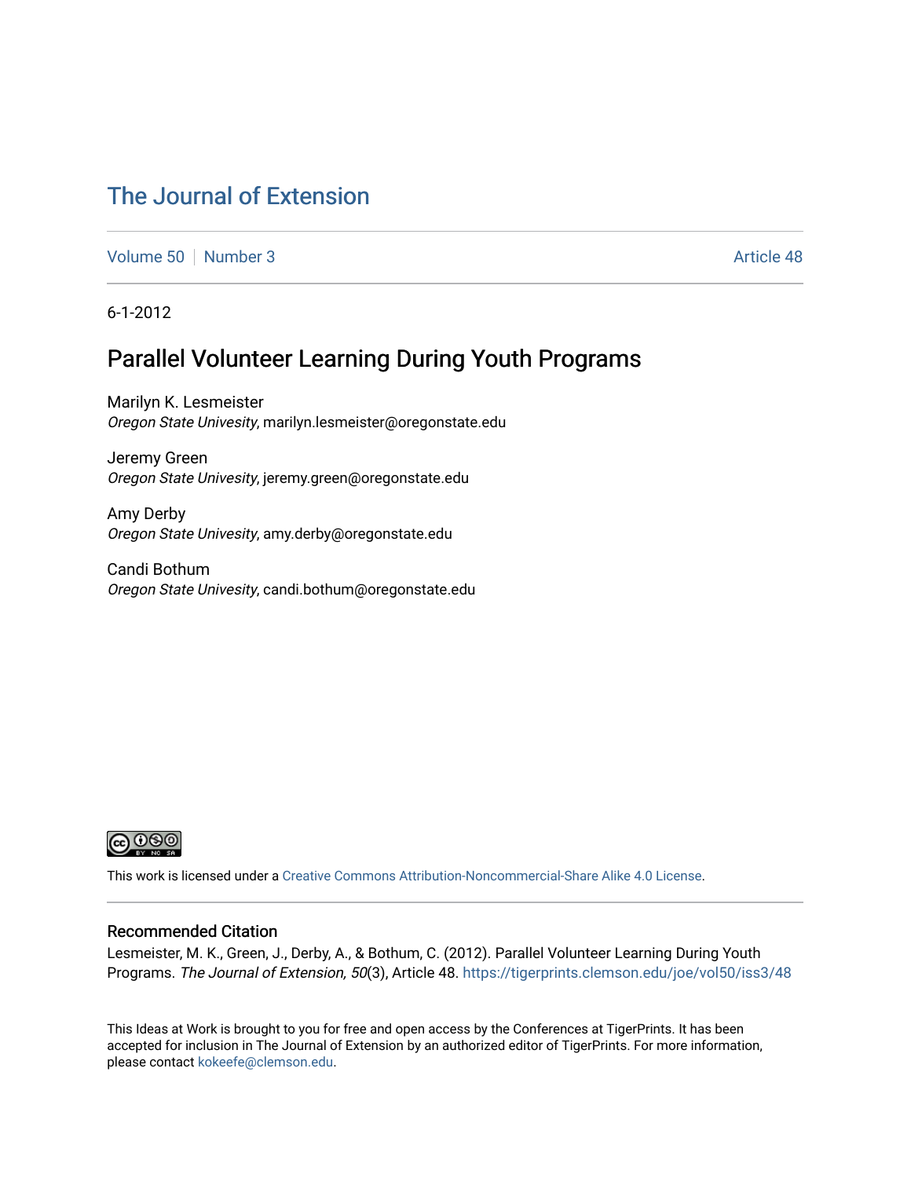# The Journal of Extension

Volume 50 | Number 3 | Article 48

6-1-2012

## Parallel Volunteer Learning During Youth Programs

Marilyn K. Lesmeister
*Oregon State Univesity*, marilyn.lesmeister@oregonstate.edu

Jeremy Green
*Oregon State Univesity*, jeremy.green@oregonstate.edu

Amy Derby
*Oregon State Univesity*, amy.derby@oregonstate.edu

Candi Bothum
*Oregon State Univesity*, candi.bothum@oregonstate.edu

This work is licensed under a Creative Commons Attribution-Noncommercial-Share Alike 4.0 License.

### Recommended Citation

Lesmeister, M. K., Green, J., Derby, A., & Bothum, C. (2012). Parallel Volunteer Learning During Youth Programs. *The Journal of Extension, 50*(3), Article 48. https://tigerprints.clemson.edu/joe/vol50/iss3/48

This Ideas at Work is brought to you for free and open access by the Conferences at TigerPrints. It has been accepted for inclusion in The Journal of Extension by an authorized editor of TigerPrints. For more information, please contact kokeefe@clemson.edu.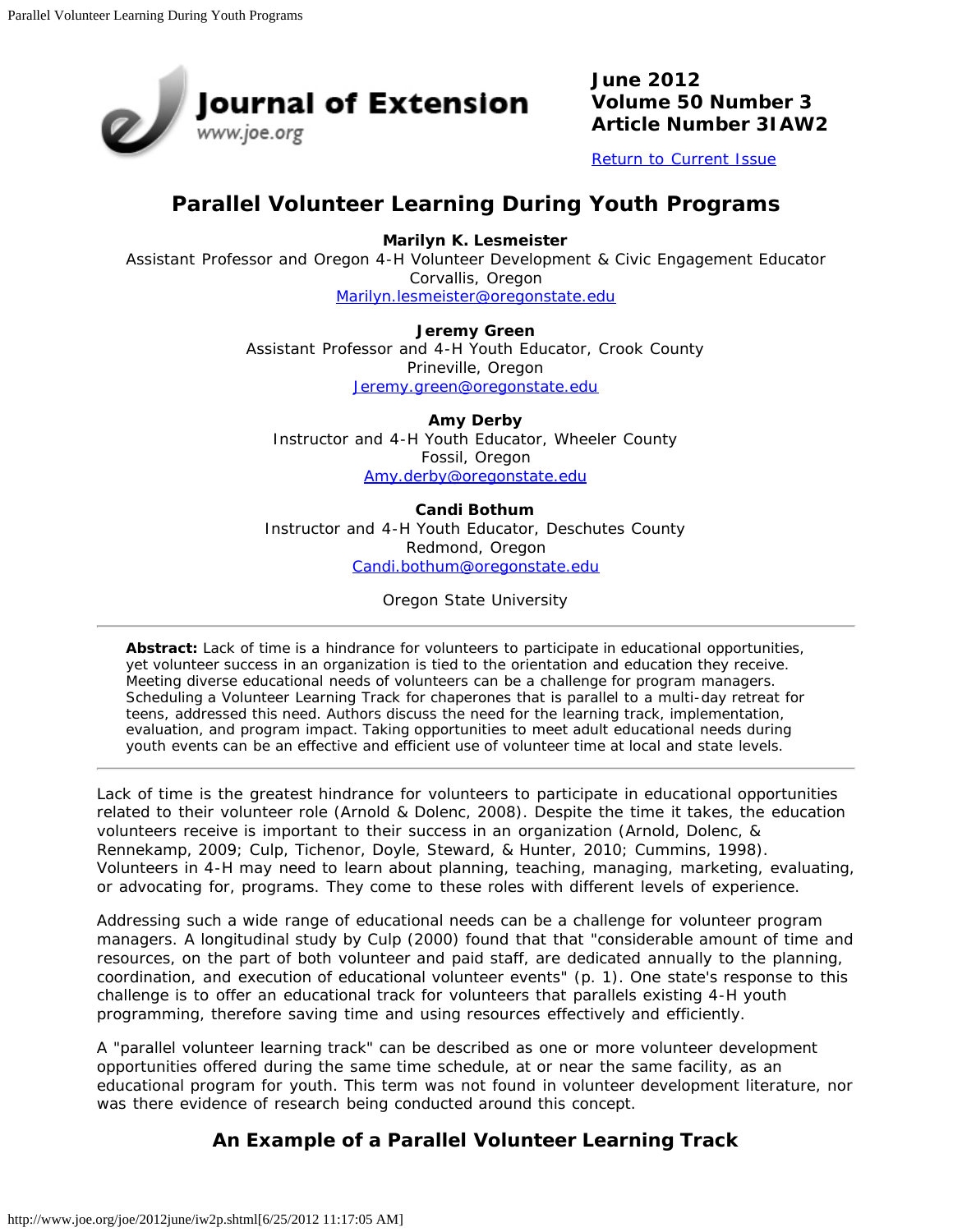# Parallel Volunteer Learning During Youth Programs

**Marilyn K. Lesmeister**
Assistant Professor and Oregon 4-H Volunteer Development & Civic Engagement Educator
Corvallis, Oregon
Marilyn.lesmeister@oregonstate.edu

**Jeremy Green**
Assistant Professor and 4-H Youth Educator, Crook County
Prineville, Oregon
Jeremy.green@oregonstate.edu

**Amy Derby**
Instructor and 4-H Youth Educator, Wheeler County
Fossil, Oregon
Amy.derby@oregonstate.edu

**Candi Bothum**
Instructor and 4-H Youth Educator, Deschutes County
Redmond, Oregon
Candi.bothum@oregonstate.edu

Oregon State University

---

**Abstract:** Lack of time is a hindrance for volunteers to participate in educational opportunities, yet volunteer success in an organization is tied to the orientation and education they receive. Meeting diverse educational needs of volunteers can be a challenge for program managers. Scheduling a Volunteer Learning Track for chaperones that is parallel to a multi-day retreat for teens, addressed this need. Authors discuss the need for the learning track, implementation, evaluation, and program impact. Taking opportunities to meet adult educational needs during youth events can be an effective and efficient use of volunteer time at local and state levels.

---

Lack of time is the greatest hindrance for volunteers to participate in educational opportunities related to their volunteer role (Arnold & Dolenc, 2008). Despite the time it takes, the education volunteers receive is important to their success in an organization (Arnold, Dolenc, & Rennekamp, 2009; Culp, Tichenor, Doyle, Steward, & Hunter, 2010; Cummins, 1998). Volunteers in 4-H may need to learn about planning, teaching, managing, marketing, evaluating, or advocating for, programs. They come to these roles with different levels of experience.

Addressing such a wide range of educational needs can be a challenge for volunteer program managers. A longitudinal study by Culp (2000) found that that "considerable amount of time and resources, on the part of both volunteer and paid staff, are dedicated annually to the planning, coordination, and execution of educational volunteer events" (p. 1). One state's response to this challenge is to offer an educational track for volunteers that parallels existing 4-H youth programming, therefore saving time and using resources effectively and efficiently.

A "parallel volunteer learning track" can be described as one or more volunteer development opportunities offered during the same time schedule, at or near the same facility, as an educational program for youth. This term was not found in volunteer development literature, nor was there evidence of research being conducted around this concept.

## An Example of a Parallel Volunteer Learning Track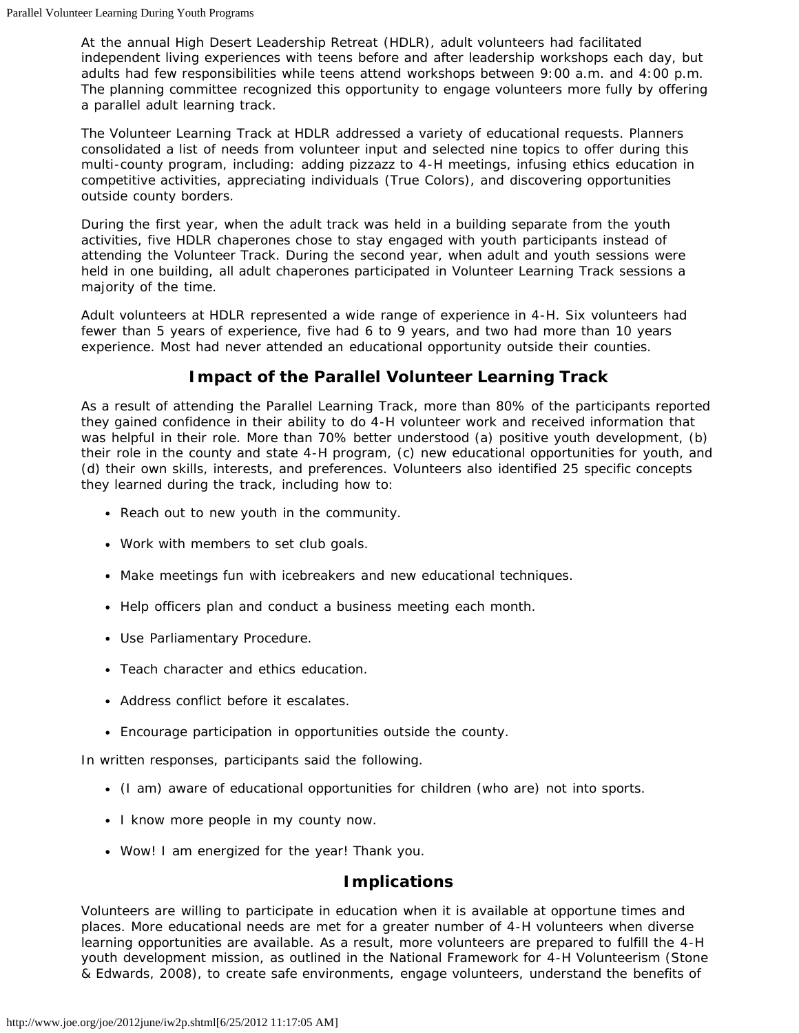At the annual High Desert Leadership Retreat (HDLR), adult volunteers had facilitated independent living experiences with teens before and after leadership workshops each day, but adults had few responsibilities while teens attend workshops between 9:00 a.m. and 4:00 p.m. The planning committee recognized this opportunity to engage volunteers more fully by offering a parallel adult learning track.

The Volunteer Learning Track at HDLR addressed a variety of educational requests. Planners consolidated a list of needs from volunteer input and selected nine topics to offer during this multi-county program, including: adding pizzazz to 4-H meetings, infusing ethics education in competitive activities, appreciating individuals (True Colors), and discovering opportunities outside county borders.

During the first year, when the adult track was held in a building separate from the youth activities, five HDLR chaperones chose to stay engaged with youth participants instead of attending the Volunteer Track. During the second year, when adult and youth sessions were held in one building, all adult chaperones participated in Volunteer Learning Track sessions a majority of the time.

Adult volunteers at HDLR represented a wide range of experience in 4-H. Six volunteers had fewer than 5 years of experience, five had 6 to 9 years, and two had more than 10 years experience. Most had never attended an educational opportunity outside their counties.

## Impact of the Parallel Volunteer Learning Track

As a result of attending the Parallel Learning Track, more than 80% of the participants reported they gained confidence in their ability to do 4-H volunteer work and received information that was helpful in their role. More than 70% better understood (a) positive youth development, (b) their role in the county and state 4-H program, (c) new educational opportunities for youth, and (d) their own skills, interests, and preferences. Volunteers also identified 25 specific concepts they learned during the track, including how to:

- Reach out to new youth in the community.
- Work with members to set club goals.
- Make meetings fun with icebreakers and new educational techniques.
- Help officers plan and conduct a business meeting each month.
- Use Parliamentary Procedure.
- Teach character and ethics education.
- Address conflict before it escalates.
- Encourage participation in opportunities outside the county.

In written responses, participants said the following.

- (I am) aware of educational opportunities for children (who are) not into sports.
- I know more people in my county now.
- Wow! I am energized for the year! Thank you.

## Implications

Volunteers are willing to participate in education when it is available at opportune times and places. More educational needs are met for a greater number of 4-H volunteers when diverse learning opportunities are available. As a result, more volunteers are prepared to fulfill the 4-H youth development mission, as outlined in the National Framework for 4-H Volunteerism (Stone & Edwards, 2008), to create safe environments, engage volunteers, understand the benefits of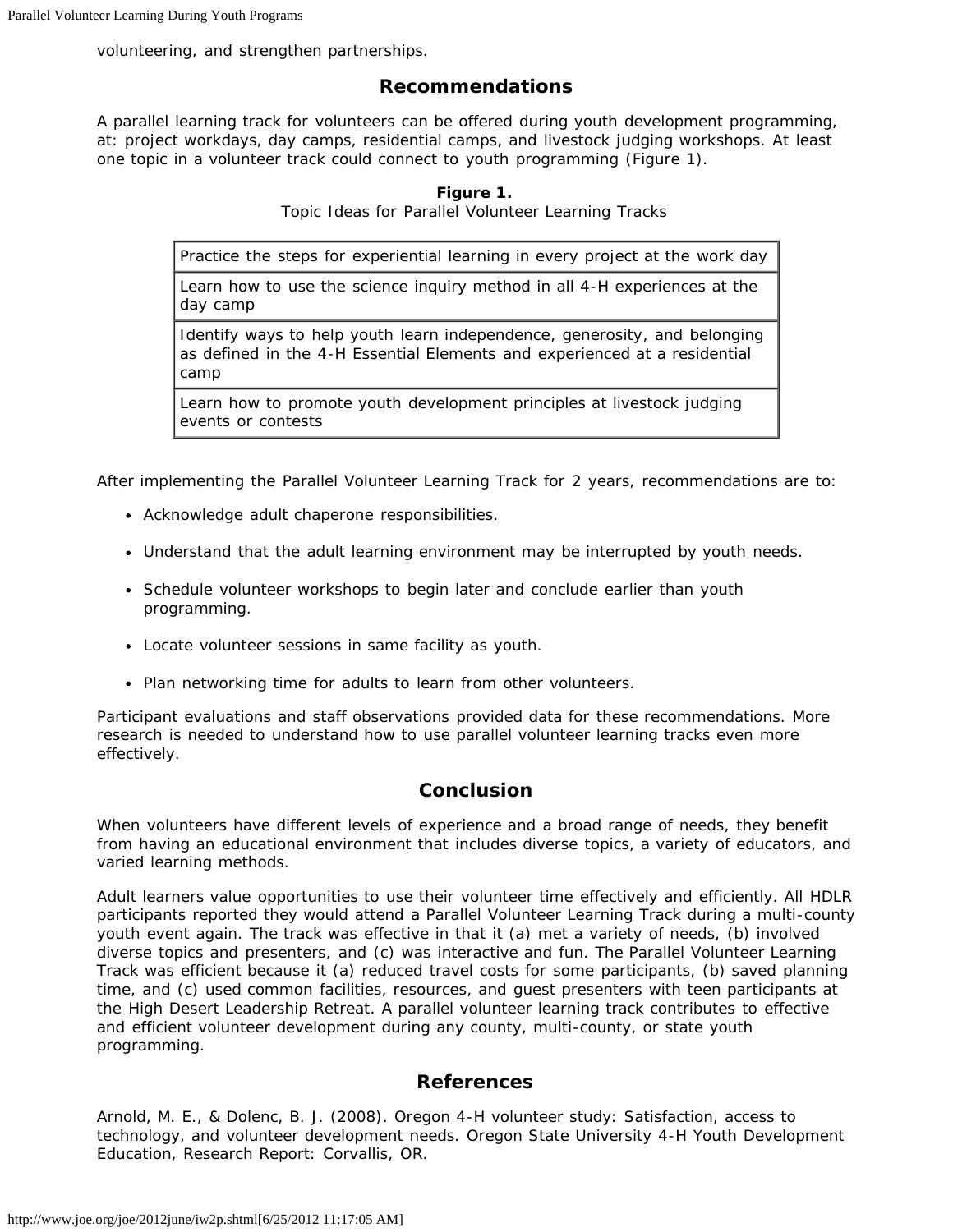volunteering, and strengthen partnerships.

## Recommendations

A parallel learning track for volunteers can be offered during youth development programming, at: project workdays, day camps, residential camps, and livestock judging workshops. At least one topic in a volunteer track could connect to youth programming (Figure 1).

**Figure 1.**
Topic Ideas for Parallel Volunteer Learning Tracks

| Topic Ideas |
|---|
| Practice the steps for experiential learning in every project at the work day |
| Learn how to use the science inquiry method in all 4-H experiences at the day camp |
| Identify ways to help youth learn independence, generosity, and belonging as defined in the 4-H Essential Elements and experienced at a residential camp |
| Learn how to promote youth development principles at livestock judging events or contests |

After implementing the Parallel Volunteer Learning Track for 2 years, recommendations are to:

- Acknowledge adult chaperone responsibilities.
- Understand that the adult learning environment may be interrupted by youth needs.
- Schedule volunteer workshops to begin later and conclude earlier than youth programming.
- Locate volunteer sessions in same facility as youth.
- Plan networking time for adults to learn from other volunteers.

Participant evaluations and staff observations provided data for these recommendations. More research is needed to understand how to use parallel volunteer learning tracks even more effectively.

## Conclusion

When volunteers have different levels of experience and a broad range of needs, they benefit from having an educational environment that includes diverse topics, a variety of educators, and varied learning methods.

Adult learners value opportunities to use their volunteer time effectively and efficiently. All HDLR participants reported they would attend a Parallel Volunteer Learning Track during a multi-county youth event again. The track was effective in that it (a) met a variety of needs, (b) involved diverse topics and presenters, and (c) was interactive and fun. The Parallel Volunteer Learning Track was efficient because it (a) reduced travel costs for some participants, (b) saved planning time, and (c) used common facilities, resources, and guest presenters with teen participants at the High Desert Leadership Retreat. A parallel volunteer learning track contributes to effective and efficient volunteer development during any county, multi-county, or state youth programming.

## References

Arnold, M. E., & Dolenc, B. J. (2008). Oregon 4-H volunteer study: Satisfaction, access to technology, and volunteer development needs. Oregon State University 4-H Youth Development Education, Research Report: Corvallis, OR.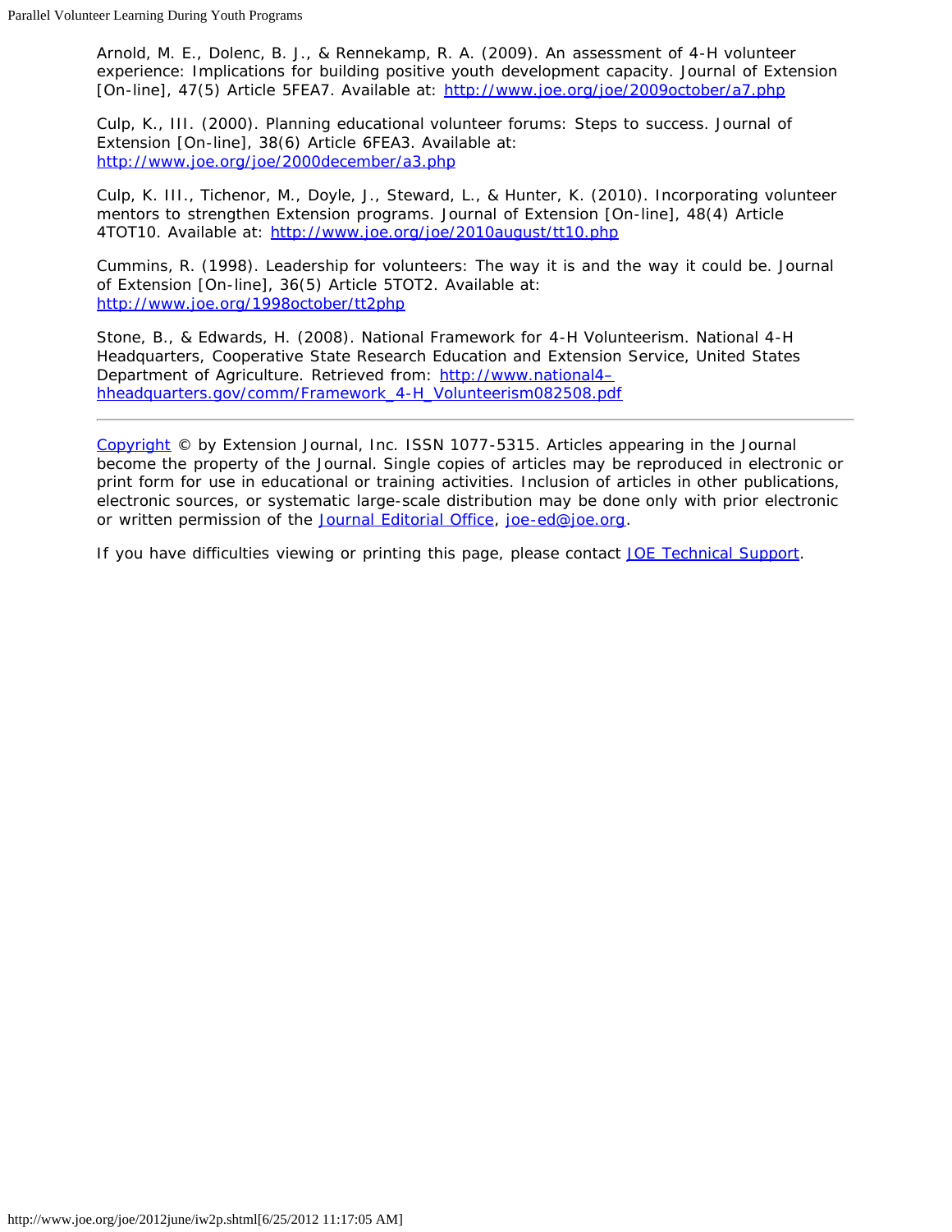Arnold, M. E., Dolenc, B. J., & Rennekamp, R. A. (2009). An assessment of 4-H volunteer experience: Implications for building positive youth development capacity. Journal of Extension [On-line], 47(5) Article 5FEA7. Available at: http://www.joe.org/joe/2009october/a7.php

Culp, K., III. (2000). Planning educational volunteer forums: Steps to success. Journal of Extension [On-line], 38(6) Article 6FEA3. Available at: http://www.joe.org/joe/2000december/a3.php

Culp, K. III., Tichenor, M., Doyle, J., Steward, L., & Hunter, K. (2010). Incorporating volunteer mentors to strengthen Extension programs. Journal of Extension [On-line], 48(4) Article 4TOT10. Available at: http://www.joe.org/joe/2010august/tt10.php

Cummins, R. (1998). Leadership for volunteers: The way it is and the way it could be. Journal of Extension [On-line], 36(5) Article 5TOT2. Available at: http://www.joe.org/1998october/tt2php

Stone, B., & Edwards, H. (2008). National Framework for 4-H Volunteerism. National 4-H Headquarters, Cooperative State Research Education and Extension Service, United States Department of Agriculture. Retrieved from: http://www.national4–hheadquarters.gov/comm/Framework_4-H_Volunteerism082508.pdf

---

Copyright © by Extension Journal, Inc. ISSN 1077-5315. Articles appearing in the Journal become the property of the Journal. Single copies of articles may be reproduced in electronic or print form for use in educational or training activities. Inclusion of articles in other publications, electronic sources, or systematic large-scale distribution may be done only with prior electronic or written permission of the Journal Editorial Office, joe-ed@joe.org.

If you have difficulties viewing or printing this page, please contact JOE Technical Support.